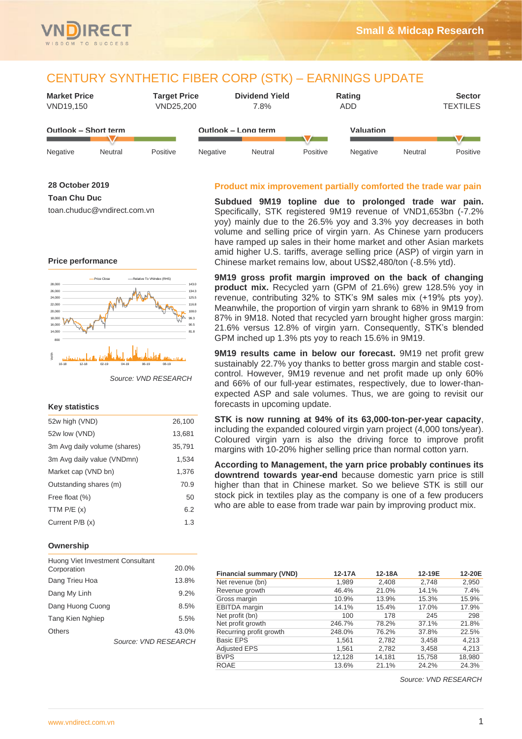# CENTURY SYNTHETIC FIBER CORP (STK) – EARNINGS UPDATE

| Market Price | Target Price | Dividend Yield | Rating | Sector |
|---|---|---|---|---|
| VND19,150 | VND25,200 | 7.8% | ADD | TEXTILES |

**Outlook – Short term:** Negative / Neutral / Positive (indicator: Neutral)

**Outlook – Long term:** Negative / Neutral / Positive (indicator: Positive)

**Valuation:** Negative / Neutral / Positive (indicator: Positive)

**28 October 2019**

**Toan Chu Duc**

toan.chuduc@vndirect.com.vn

### Price performance

*Source: VND RESEARCH*

### Key statistics

| | |
|---|---|
| 52w high (VND) | 26,100 |
| 52w low (VND) | 13,681 |
| 3m Avg daily volume (shares) | 35,791 |
| 3m Avg daily value (VNDmn) | 1,534 |
| Market cap (VND bn) | 1,376 |
| Outstanding shares (m) | 70.9 |
| Free float (%) | 50 |
| TTM P/E (x) | 6.2 |
| Current P/B (x) | 1.3 |

### Ownership

| | |
|---|---|
| Huong Viet Investment Consultant Corporation | 20.0% |
| Dang Trieu Hoa | 13.8% |
| Dang My Linh | 9.2% |
| Dang Huong Cuong | 8.5% |
| Tang Kien Nghiep | 5.5% |
| Others | 43.0% |

*Source: VND RESEARCH*

## Product mix improvement partially comforted the trade war pain

**Subdued 9M19 topline due to prolonged trade war pain.** Specifically, STK registered 9M19 revenue of VND1,653bn (-7.2% yoy) mainly due to the 26.5% yoy and 3.3% yoy decreases in both volume and selling price of virgin yarn. As Chinese yarn producers have ramped up sales in their home market and other Asian markets amid higher U.S. tariffs, average selling price (ASP) of virgin yarn in Chinese market remains low, about US$2,480/ton (-8.5% ytd).

**9M19 gross profit margin improved on the back of changing product mix.** Recycled yarn (GPM of 21.6%) grew 128.5% yoy in revenue, contributing 32% to STK's 9M sales mix (+19% pts yoy). Meanwhile, the proportion of virgin yarn shrank to 68% in 9M19 from 87% in 9M18. Noted that recycled yarn brought higher gross margin: 21.6% versus 12.8% of virgin yarn. Consequently, STK's blended GPM inched up 1.3% pts yoy to reach 15.6% in 9M19.

**9M19 results came in below our forecast.** 9M19 net profit grew sustainably 22.7% yoy thanks to better gross margin and stable cost-control. However, 9M19 revenue and net profit made up only 60% and 66% of our full-year estimates, respectively, due to lower-than-expected ASP and sale volumes. Thus, we are going to revisit our forecasts in upcoming update.

**STK is now running at 94% of its 63,000-ton-per-year capacity**, including the expanded coloured virgin yarn project (4,000 tons/year). Coloured virgin yarn is also the driving force to improve profit margins with 10-20% higher selling price than normal cotton yarn.

**According to Management, the yarn price probably continues its downtrend towards year-end** because domestic yarn price is still higher than that in Chinese market. So we believe STK is still our stock pick in textiles play as the company is one of a few producers who are able to ease from trade war pain by improving product mix.

| Financial summary (VND) | 12-17A | 12-18A | 12-19E | 12-20E |
|---|---|---|---|---|
| Net revenue (bn) | 1,989 | 2,408 | 2,748 | 2,950 |
| Revenue growth | 46.4% | 21.0% | 14.1% | 7.4% |
| Gross margin | 10.9% | 13.9% | 15.3% | 15.9% |
| EBITDA margin | 14.1% | 15.4% | 17.0% | 17.9% |
| Net profit (bn) | 100 | 178 | 245 | 298 |
| Net profit growth | 246.7% | 78.2% | 37.1% | 21.8% |
| Recurring profit growth | 248.0% | 76.2% | 37.8% | 22.5% |
| Basic EPS | 1,561 | 2,782 | 3,458 | 4,213 |
| Adjusted EPS | 1,561 | 2,782 | 3,458 | 4,213 |
| BVPS | 12,128 | 14,181 | 15,758 | 18,980 |
| ROAE | 13.6% | 21.1% | 24.2% | 24.3% |

*Source: VND RESEARCH*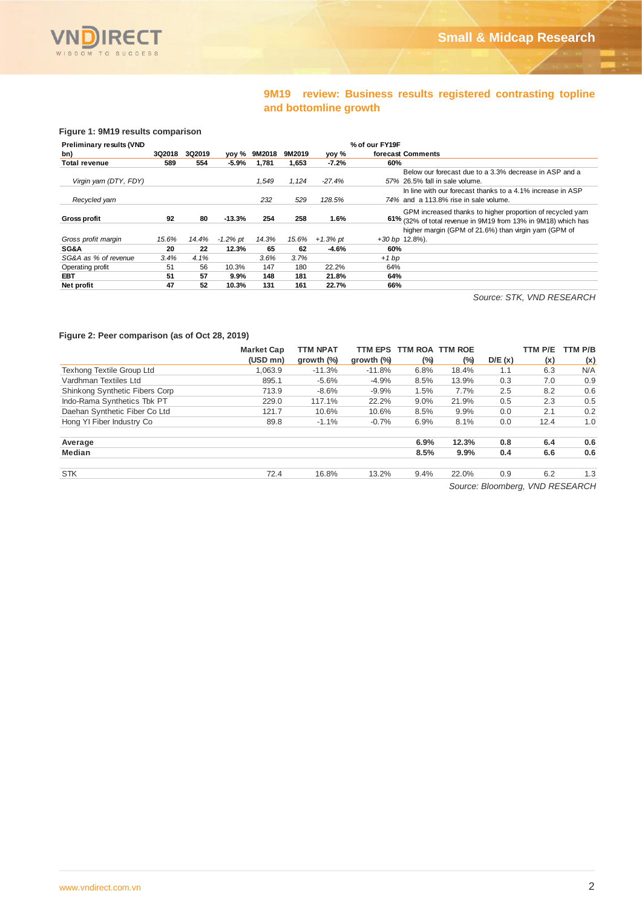## 9M19 review: Business results registered contrasting topline and bottomline growth

**Figure 1: 9M19 results comparison**

| Preliminary results (VND bn) | 3Q2018 | 3Q2019 | yoy % | 9M2018 | 9M2019 | yoy % | % of our FY19F forecast | Comments |
|---|---|---|---|---|---|---|---|---|
| **Total revenue** | **589** | **554** | **-5.9%** | **1,781** | **1,653** | **-7.2%** | **60%** | |
| *Virgin yarn (DTY, FDY)* | | | | *1,549* | *1,124* | *-27.4%* | *57%* | Below our forecast due to a 3.3% decrease in ASP and a 26.5% fall in sale volume. |
| *Recycled yarn* | | | | *232* | *529* | *128.5%* | *74%* | In line with our forecast thanks to a 4.1% increase in ASP and a 113.8% rise in sale volume. |
| **Gross profit** | **92** | **80** | **-13.3%** | **254** | **258** | **1.6%** | **61%** | GPM increased thanks to higher proportion of recycled yarn (32% of total revenue in 9M19 from 13% in 9M18) which has higher margin (GPM of 21.6%) than virgin yarn (GPM of 12.8%). |
| *Gross profit margin* | *15.6%* | *14.4%* | *-1.2% pt* | *14.3%* | *15.6%* | *+1.3% pt* | *+30 bp* | |
| **SG&A** | **20** | **22** | **12.3%** | **65** | **62** | **-4.6%** | **60%** | |
| *SG&A as % of revenue* | *3.4%* | *4.1%* | | *3.6%* | *3.7%* | | *+1 bp* | |
| Operating profit | 51 | 56 | 10.3% | 147 | 180 | 22.2% | 64% | |
| **EBT** | **51** | **57** | **9.9%** | **148** | **181** | **21.8%** | **64%** | |
| **Net profit** | **47** | **52** | **10.3%** | **131** | **161** | **22.7%** | **66%** | |

*Source: STK, VND RESEARCH*

**Figure 2: Peer comparison (as of Oct 28, 2019)**

| | Market Cap (USD mn) | TTM NPAT growth (%) | TTM EPS growth (%) | TTM ROA (%) | TTM ROE (%) | D/E (x) | TTM P/E (x) | TTM P/B (x) |
|---|---|---|---|---|---|---|---|---|
| Texhong Textile Group Ltd | 1,063.9 | -11.3% | -11.8% | 6.8% | 18.4% | 1.1 | 6.3 | N/A |
| Vardhman Textiles Ltd | 895.1 | -5.6% | -4.9% | 8.5% | 13.9% | 0.3 | 7.0 | 0.9 |
| Shinkong Synthetic Fibers Corp | 713.9 | -8.6% | -9.9% | 1.5% | 7.7% | 2.5 | 8.2 | 0.6 |
| Indo-Rama Synthetics Tbk PT | 229.0 | 117.1% | 22.2% | 9.0% | 21.9% | 0.5 | 2.3 | 0.5 |
| Daehan Synthetic Fiber Co Ltd | 121.7 | 10.6% | 10.6% | 8.5% | 9.9% | 0.0 | 2.1 | 0.2 |
| Hong YI Fiber Industry Co | 89.8 | -1.1% | -0.7% | 6.9% | 8.1% | 0.0 | 12.4 | 1.0 |
| **Average** | | | | **6.9%** | **12.3%** | **0.8** | **6.4** | **0.6** |
| **Median** | | | | **8.5%** | **9.9%** | **0.4** | **6.6** | **0.6** |
| STK | 72.4 | 16.8% | 13.2% | 9.4% | 22.0% | 0.9 | 6.2 | 1.3 |

*Source: Bloomberg, VND RESEARCH*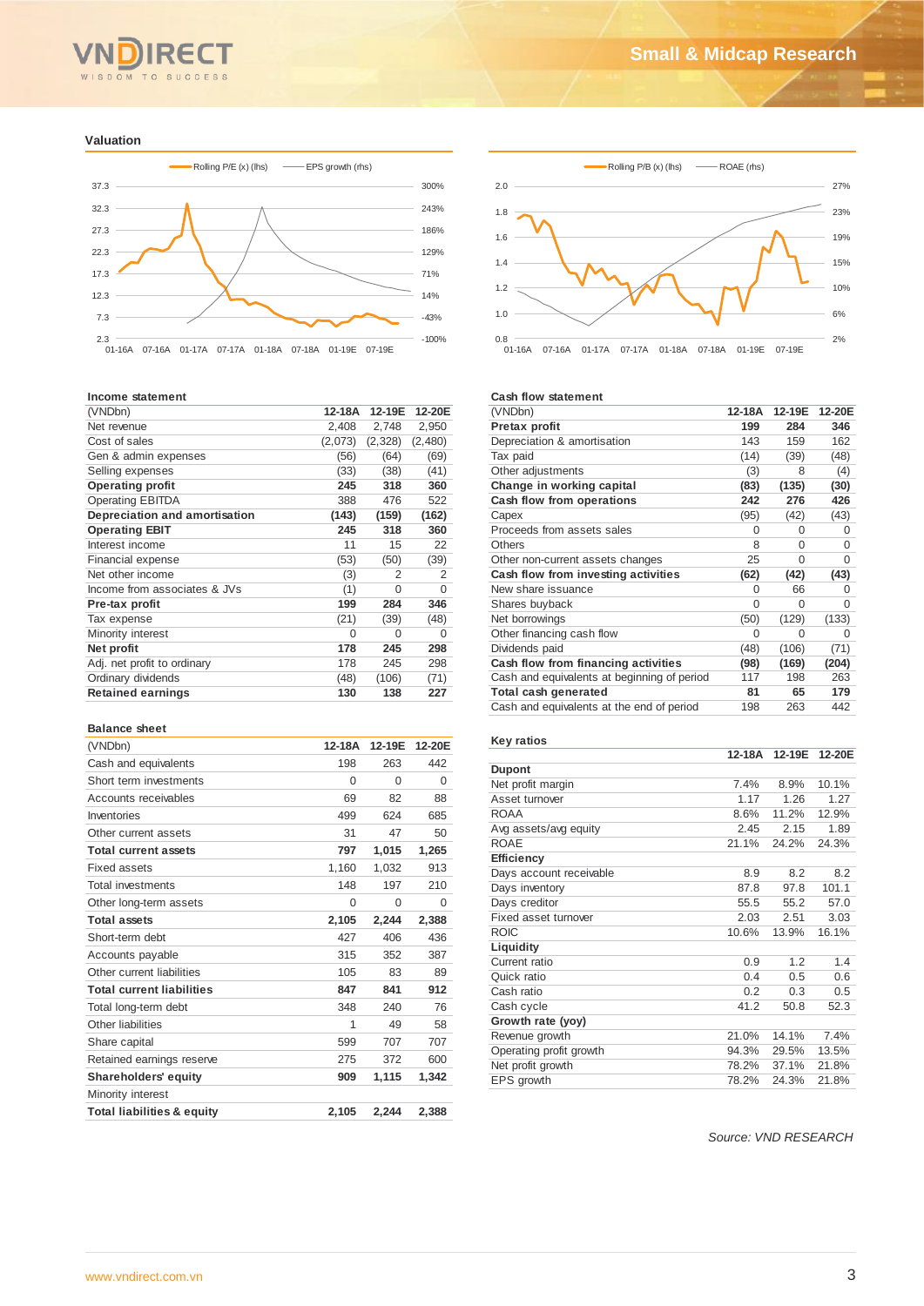## Valuation

Rolling P/E (x) (lhs) — EPS growth (rhs)

Rolling P/B (x) (lhs) — ROAE (rhs)

### Income statement

| (VNDbn) | 12-18A | 12-19E | 12-20E |
|---|---|---|---|
| Net revenue | 2,408 | 2,748 | 2,950 |
| Cost of sales | (2,073) | (2,328) | (2,480) |
| Gen & admin expenses | (56) | (64) | (69) |
| Selling expenses | (33) | (38) | (41) |
| **Operating profit** | **245** | **318** | **360** |
| Operating EBITDA | 388 | 476 | 522 |
| **Depreciation and amortisation** | **(143)** | **(159)** | **(162)** |
| **Operating EBIT** | **245** | **318** | **360** |
| Interest income | 11 | 15 | 22 |
| Financial expense | (53) | (50) | (39) |
| Net other income | (3) | 2 | 2 |
| Income from associates & JVs | (1) | 0 | 0 |
| **Pre-tax profit** | **199** | **284** | **346** |
| Tax expense | (21) | (39) | (48) |
| Minority interest | 0 | 0 | 0 |
| **Net profit** | **178** | **245** | **298** |
| Adj. net profit to ordinary | 178 | 245 | 298 |
| Ordinary dividends | (48) | (106) | (71) |
| **Retained earnings** | **130** | **138** | **227** |

### Balance sheet

| (VNDbn) | 12-18A | 12-19E | 12-20E |
|---|---|---|---|
| Cash and equivalents | 198 | 263 | 442 |
| Short term investments | 0 | 0 | 0 |
| Accounts receivables | 69 | 82 | 88 |
| Inventories | 499 | 624 | 685 |
| Other current assets | 31 | 47 | 50 |
| **Total current assets** | **797** | **1,015** | **1,265** |
| Fixed assets | 1,160 | 1,032 | 913 |
| Total investments | 148 | 197 | 210 |
| Other long-term assets | 0 | 0 | 0 |
| **Total assets** | **2,105** | **2,244** | **2,388** |
| Short-term debt | 427 | 406 | 436 |
| Accounts payable | 315 | 352 | 387 |
| Other current liabilities | 105 | 83 | 89 |
| **Total current liabilities** | **847** | **841** | **912** |
| Total long-term debt | 348 | 240 | 76 |
| Other liabilities | 1 | 49 | 58 |
| Share capital | 599 | 707 | 707 |
| Retained earnings reserve | 275 | 372 | 600 |
| **Shareholders' equity** | **909** | **1,115** | **1,342** |
| Minority interest | | | |
| **Total liabilities & equity** | **2,105** | **2,244** | **2,388** |

### Cash flow statement

| (VNDbn) | 12-18A | 12-19E | 12-20E |
|---|---|---|---|
| **Pretax profit** | **199** | **284** | **346** |
| Depreciation & amortisation | 143 | 159 | 162 |
| Tax paid | (14) | (39) | (48) |
| Other adjustments | (3) | 8 | (4) |
| **Change in working capital** | **(83)** | **(135)** | **(30)** |
| **Cash flow from operations** | **242** | **276** | **426** |
| Capex | (95) | (42) | (43) |
| Proceeds from assets sales | 0 | 0 | 0 |
| Others | 8 | 0 | 0 |
| Other non-current assets changes | 25 | 0 | 0 |
| **Cash flow from investing activities** | **(62)** | **(42)** | **(43)** |
| New share issuance | 0 | 66 | 0 |
| Shares buyback | 0 | 0 | 0 |
| Net borrowings | (50) | (129) | (133) |
| Other financing cash flow | 0 | 0 | 0 |
| Dividends paid | (48) | (106) | (71) |
| **Cash flow from financing activities** | **(98)** | **(169)** | **(204)** |
| Cash and equivalents at beginning of period | 117 | 198 | 263 |
| **Total cash generated** | **81** | **65** | **179** |
| Cash and equivalents at the end of period | 198 | 263 | 442 |

### Key ratios

| | 12-18A | 12-19E | 12-20E |
|---|---|---|---|
| **Dupont** | | | |
| Net profit margin | 7.4% | 8.9% | 10.1% |
| Asset turnover | 1.17 | 1.26 | 1.27 |
| ROAA | 8.6% | 11.2% | 12.9% |
| Avg assets/avg equity | 2.45 | 2.15 | 1.89 |
| ROAE | 21.1% | 24.2% | 24.3% |
| **Efficiency** | | | |
| Days account receivable | 8.9 | 8.2 | 8.2 |
| Days inventory | 87.8 | 97.8 | 101.1 |
| Days creditor | 55.5 | 55.2 | 57.0 |
| Fixed asset turnover | 2.03 | 2.51 | 3.03 |
| ROIC | 10.6% | 13.9% | 16.1% |
| **Liquidity** | | | |
| Current ratio | 0.9 | 1.2 | 1.4 |
| Quick ratio | 0.4 | 0.5 | 0.6 |
| Cash ratio | 0.2 | 0.3 | 0.5 |
| Cash cycle | 41.2 | 50.8 | 52.3 |
| **Growth rate (yoy)** | | | |
| Revenue growth | 21.0% | 14.1% | 7.4% |
| Operating profit growth | 94.3% | 29.5% | 13.5% |
| Net profit growth | 78.2% | 37.1% | 21.8% |
| EPS growth | 78.2% | 24.3% | 21.8% |

*Source: VND RESEARCH*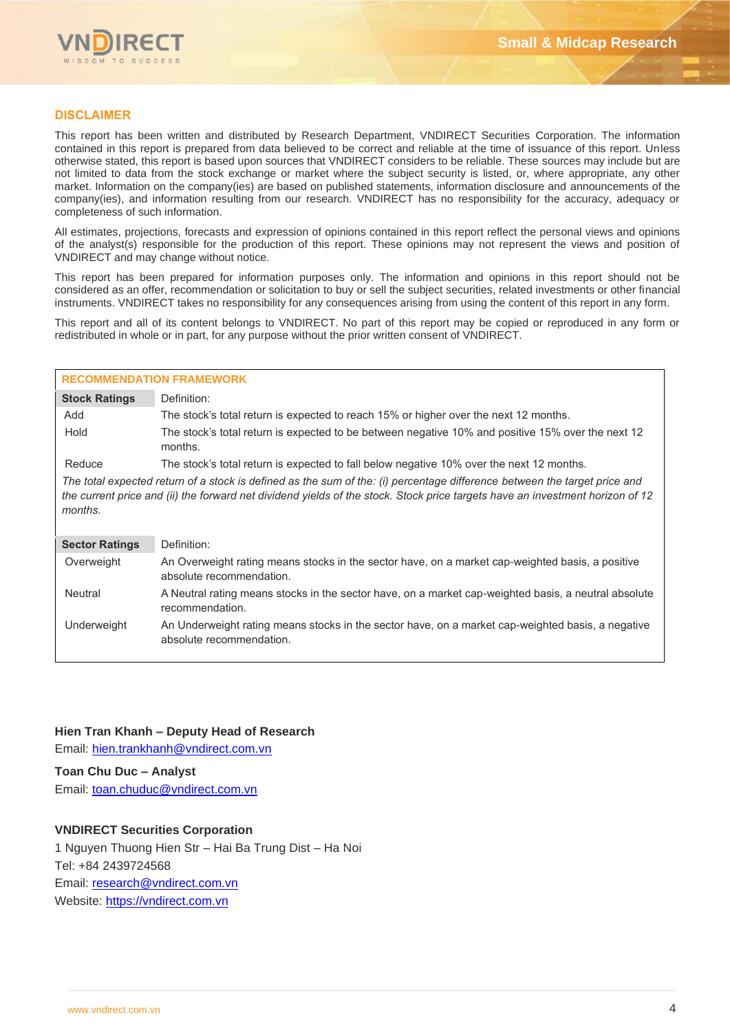## DISCLAIMER

This report has been written and distributed by Research Department, VNDIRECT Securities Corporation. The information contained in this report is prepared from data believed to be correct and reliable at the time of issuance of this report. Unless otherwise stated, this report is based upon sources that VNDIRECT considers to be reliable. These sources may include but are not limited to data from the stock exchange or market where the subject security is listed, or, where appropriate, any other market. Information on the company(ies) are based on published statements, information disclosure and announcements of the company(ies), and information resulting from our research. VNDIRECT has no responsibility for the accuracy, adequacy or completeness of such information.

All estimates, projections, forecasts and expression of opinions contained in this report reflect the personal views and opinions of the analyst(s) responsible for the production of this report. These opinions may not represent the views and position of VNDIRECT and may change without notice.

This report has been prepared for information purposes only. The information and opinions in this report should not be considered as an offer, recommendation or solicitation to buy or sell the subject securities, related investments or other financial instruments. VNDIRECT takes no responsibility for any consequences arising from using the content of this report in any form.

This report and all of its content belongs to VNDIRECT. No part of this report may be copied or reproduced in any form or redistributed in whole or in part, for any purpose without the prior written consent of VNDIRECT.

### RECOMMENDATION FRAMEWORK

| **Stock Ratings** | Definition: |
|---|---|
| Add | The stock's total return is expected to reach 15% or higher over the next 12 months. |
| Hold | The stock's total return is expected to be between negative 10% and positive 15% over the next 12 months. |
| Reduce | The stock's total return is expected to fall below negative 10% over the next 12 months. |

*The total expected return of a stock is defined as the sum of the: (i) percentage difference between the target price and the current price and (ii) the forward net dividend yields of the stock. Stock price targets have an investment horizon of 12 months.*

| **Sector Ratings** | Definition: |
|---|---|
| Overweight | An Overweight rating means stocks in the sector have, on a market cap-weighted basis, a positive absolute recommendation. |
| Neutral | A Neutral rating means stocks in the sector have, on a market cap-weighted basis, a neutral absolute recommendation. |
| Underweight | An Underweight rating means stocks in the sector have, on a market cap-weighted basis, a negative absolute recommendation. |

**Hien Tran Khanh – Deputy Head of Research**
Email: hien.trankhanh@vndirect.com.vn

**Toan Chu Duc – Analyst**
Email: toan.chuduc@vndirect.com.vn

**VNDIRECT Securities Corporation**
1 Nguyen Thuong Hien Str – Hai Ba Trung Dist – Ha Noi
Tel: +84 2439724568
Email: research@vndirect.com.vn
Website: https://vndirect.com.vn